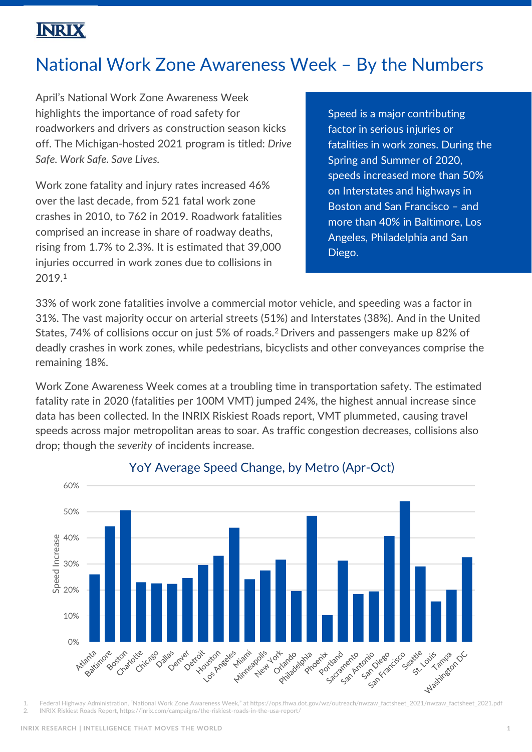# National Work Zone Awareness Week – By the Numbers

April's National Work Zone Awareness Week highlights the importance of road safety for roadworkers and drivers as construction season kicks off. The Michigan-hosted 2021 program is titled: *Drive Safe. Work Safe. Save Lives.*

Work zone fatality and injury rates increased 46% over the last decade, from 521 fatal work zone crashes in 2010, to 762 in 2019. Roadwork fatalities comprised an increase in share of roadway deaths, rising from 1.7% to 2.3%. It is estimated that 39,000 injuries occurred in work zones due to collisions in 2019.[1]

Speed is a major contributing factor in serious injuries or fatalities in work zones. During the Spring and Summer of 2020, speeds increased more than 50% on Interstates and highways in Boston and San Francisco – and more than 40% in Baltimore, Los Angeles, Philadelphia and San Diego.

33% of work zone fatalities involve a commercial motor vehicle, and speeding was a factor in 31%. The vast majority occur on arterial streets (51%) and Interstates (38%). And in the United States, 74% of collisions occur on just 5% of roads.[2] Drivers and passengers make up 82% of deadly crashes in work zones, while pedestrians, bicyclists and other conveyances comprise the remaining 18%.

Work Zone Awareness Week comes at a troubling time in transportation safety. The estimated fatality rate in 2020 (fatalities per 100M VMT) jumped 24%, the highest annual increase since data has been collected. In the INRIX Riskiest Roads report, VMT plummeted, causing travel speeds across major metropolitan areas to soar. As traffic congestion decreases, collisions also drop; though the *severity* of incidents increase.

YoY Average Speed Change, by Metro (Apr-Oct)

1. Federal Highway Administration, "National Work Zone Awareness Week," at https://ops.fhwa.dot.gov/wz/outreach/nwzaw_factsheet_2021/nwzaw_factsheet_2021.pdf
2. INRIX Riskiest Roads Report, https://inrix.com/campaigns/the-riskiest-roads-in-the-usa-report/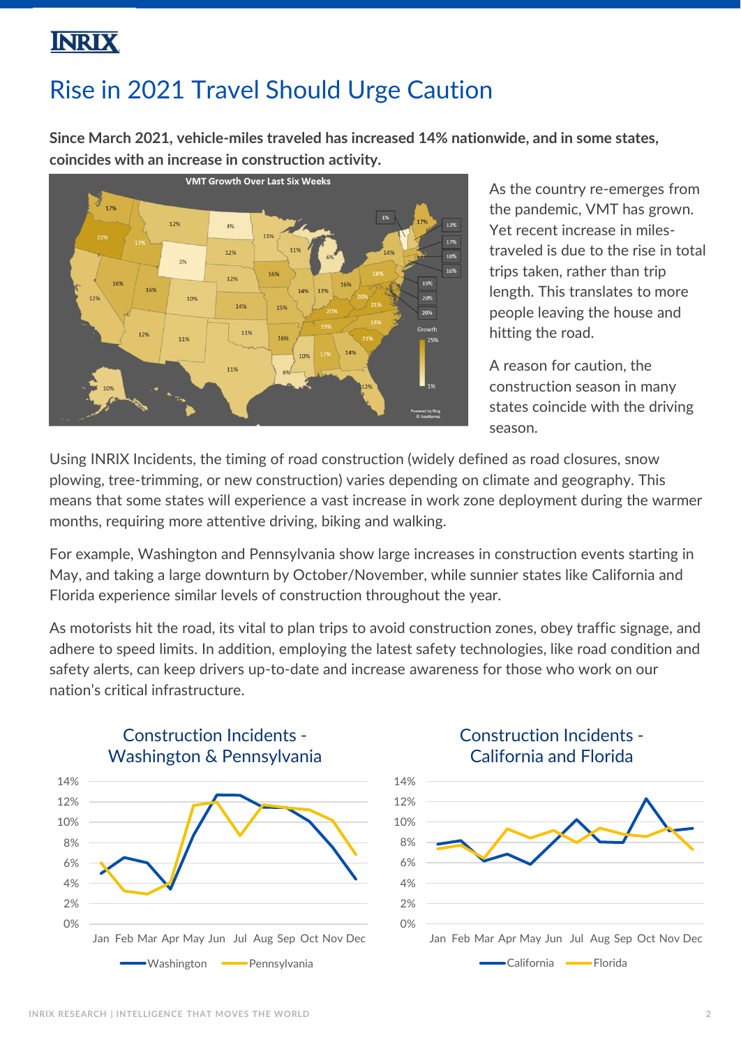# Rise in 2021 Travel Should Urge Caution

**Since March 2021, vehicle-miles traveled has increased 14% nationwide, and in some states, coincides with an increase in construction activity.**

VMT Growth Over Last Six Weeks

Growth
25%
1%

Powered by Bing
© GeoNames

As the country re-emerges from the pandemic, VMT has grown. Yet recent increase in miles-traveled is due to the rise in total trips taken, rather than trip length. This translates to more people leaving the house and hitting the road.

A reason for caution, the construction season in many states coincide with the driving season.

Using INRIX Incidents, the timing of road construction (widely defined as road closures, snow plowing, tree-trimming, or new construction) varies depending on climate and geography. This means that some states will experience a vast increase in work zone deployment during the warmer months, requiring more attentive driving, biking and walking.

For example, Washington and Pennsylvania show large increases in construction events starting in May, and taking a large downturn by October/November, while sunnier states like California and Florida experience similar levels of construction throughout the year.

As motorists hit the road, its vital to plan trips to avoid construction zones, obey traffic signage, and adhere to speed limits. In addition, employing the latest safety technologies, like road condition and safety alerts, can keep drivers up-to-date and increase awareness for those who work on our nation's critical infrastructure.

Construction Incidents - Washington & Pennsylvania

14%
12%
10%
8%
6%
4%
2%
0%

Jan Feb Mar Apr May Jun Jul Aug Sep Oct Nov Dec

Washington
Pennsylvania

Construction Incidents - California and Florida

14%
12%
10%
8%
6%
4%
2%
0%

Jan Feb Mar Apr May Jun Jul Aug Sep Oct Nov Dec

California
Florida